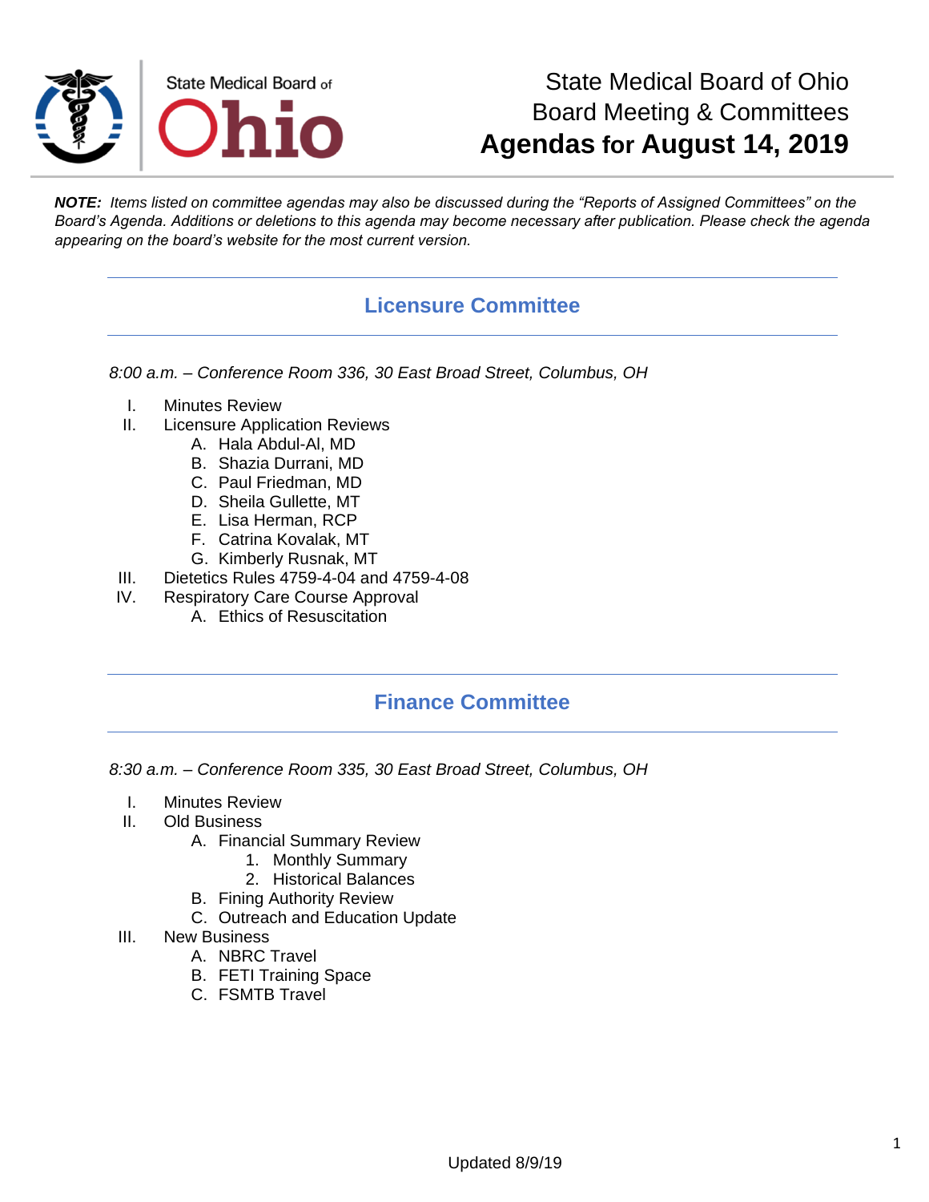# State Medical Board of Ohio
## Board Meeting & Committees
## Agendas for August 14, 2019

***NOTE:*** *Items listed on committee agendas may also be discussed during the "Reports of Assigned Committees" on the Board's Agenda. Additions or deletions to this agenda may become necessary after publication. Please check the agenda appearing on the board's website for the most current version.*

## Licensure Committee

*8:00 a.m. – Conference Room 336, 30 East Broad Street, Columbus, OH*

I. Minutes Review
II. Licensure Application Reviews
    A. Hala Abdul-Al, MD
    B. Shazia Durrani, MD
    C. Paul Friedman, MD
    D. Sheila Gullette, MT
    E. Lisa Herman, RCP
    F. Catrina Kovalak, MT
    G. Kimberly Rusnak, MT
III. Dietetics Rules 4759-4-04 and 4759-4-08
IV. Respiratory Care Course Approval
    A. Ethics of Resuscitation

## Finance Committee

*8:30 a.m. – Conference Room 335, 30 East Broad Street, Columbus, OH*

I. Minutes Review
II. Old Business
    A. Financial Summary Review
        1. Monthly Summary
        2. Historical Balances
    B. Fining Authority Review
    C. Outreach and Education Update
III. New Business
    A. NBRC Travel
    B. FETI Training Space
    C. FSMTB Travel

Updated 8/9/19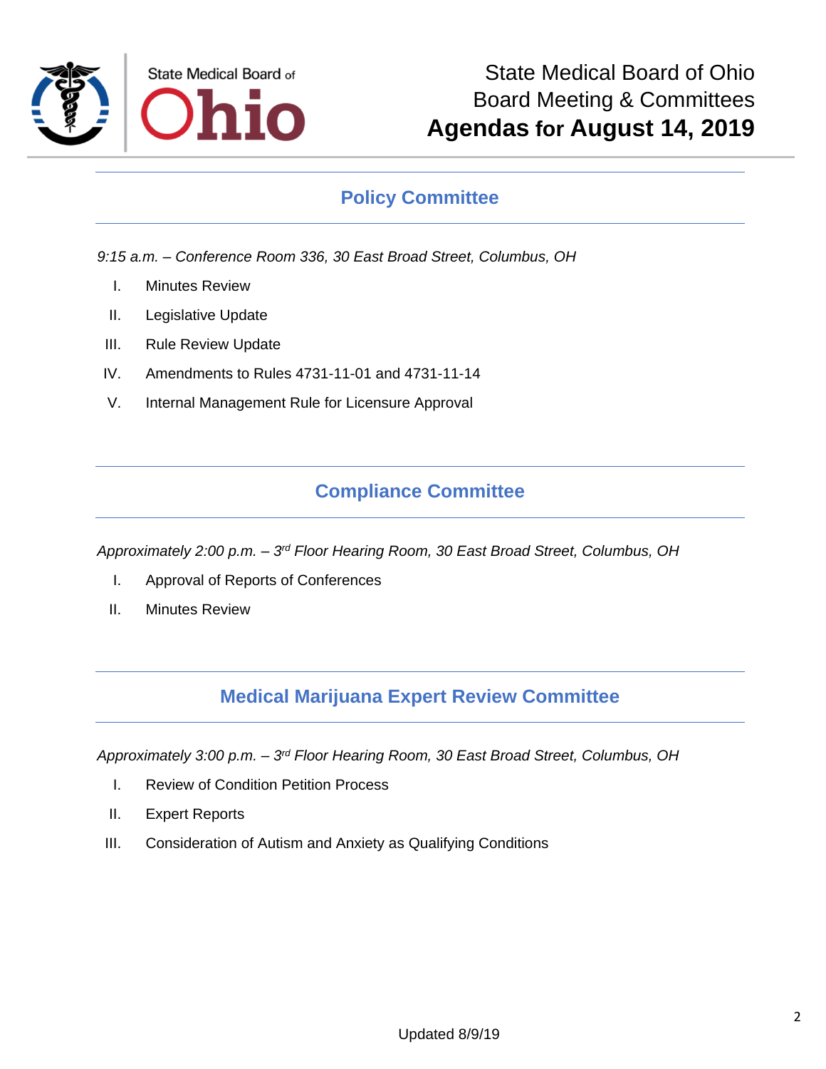State Medical Board of Ohio
Board Meeting & Committees
**Agendas for August 14, 2019**

## Policy Committee

*9:15 a.m. – Conference Room 336, 30 East Broad Street, Columbus, OH*

I. Minutes Review

II. Legislative Update

III. Rule Review Update

IV. Amendments to Rules 4731-11-01 and 4731-11-14

V. Internal Management Rule for Licensure Approval

## Compliance Committee

*Approximately 2:00 p.m. – 3rd Floor Hearing Room, 30 East Broad Street, Columbus, OH*

I. Approval of Reports of Conferences

II. Minutes Review

## Medical Marijuana Expert Review Committee

*Approximately 3:00 p.m. – 3rd Floor Hearing Room, 30 East Broad Street, Columbus, OH*

I. Review of Condition Petition Process

II. Expert Reports

III. Consideration of Autism and Anxiety as Qualifying Conditions

Updated 8/9/19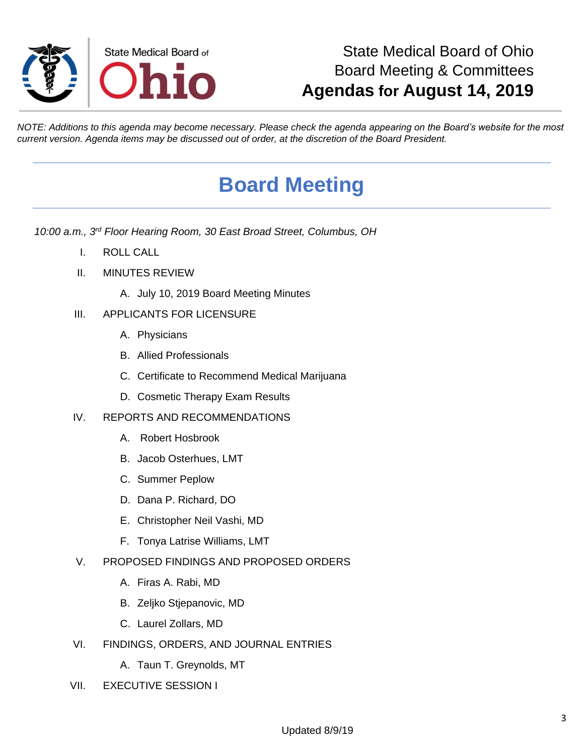State Medical Board of Ohio
Board Meeting & Committees
**Agendas for August 14, 2019**

*NOTE: Additions to this agenda may become necessary. Please check the agenda appearing on the Board's website for the most current version. Agenda items may be discussed out of order, at the discretion of the Board President.*

# Board Meeting

*10:00 a.m., 3rd Floor Hearing Room, 30 East Broad Street, Columbus, OH*

I. ROLL CALL

II. MINUTES REVIEW

   A. July 10, 2019 Board Meeting Minutes

III. APPLICANTS FOR LICENSURE

   A. Physicians

   B. Allied Professionals

   C. Certificate to Recommend Medical Marijuana

   D. Cosmetic Therapy Exam Results

IV. REPORTS AND RECOMMENDATIONS

   A. Robert Hosbrook

   B. Jacob Osterhues, LMT

   C. Summer Peplow

   D. Dana P. Richard, DO

   E. Christopher Neil Vashi, MD

   F. Tonya Latrise Williams, LMT

V. PROPOSED FINDINGS AND PROPOSED ORDERS

   A. Firas A. Rabi, MD

   B. Zeljko Stjepanovic, MD

   C. Laurel Zollars, MD

VI. FINDINGS, ORDERS, AND JOURNAL ENTRIES

   A. Taun T. Greynolds, MT

VII. EXECUTIVE SESSION I

Updated 8/9/19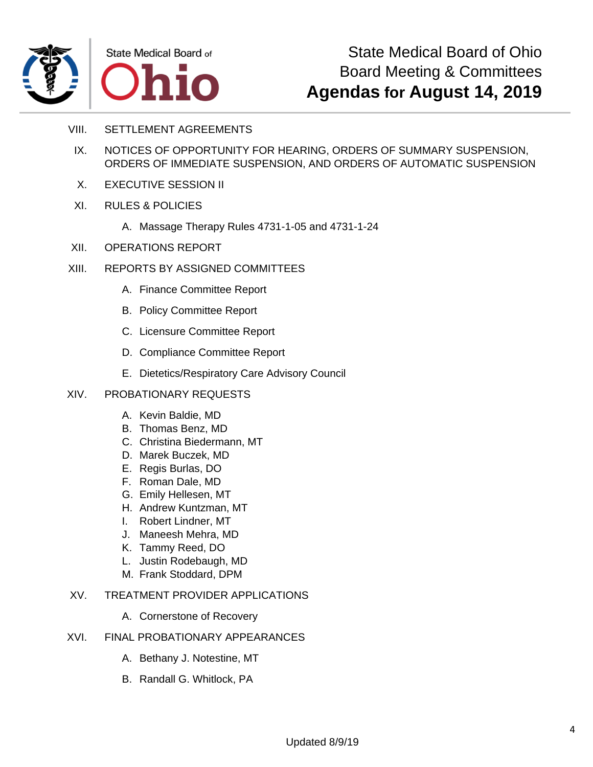State Medical Board of Ohio
Board Meeting & Committees
**Agendas for August 14, 2019**

VIII. SETTLEMENT AGREEMENTS

IX. NOTICES OF OPPORTUNITY FOR HEARING, ORDERS OF SUMMARY SUSPENSION, ORDERS OF IMMEDIATE SUSPENSION, AND ORDERS OF AUTOMATIC SUSPENSION

X. EXECUTIVE SESSION II

XI. RULES & POLICIES

   A. Massage Therapy Rules 4731-1-05 and 4731-1-24

XII. OPERATIONS REPORT

XIII. REPORTS BY ASSIGNED COMMITTEES

   A. Finance Committee Report

   B. Policy Committee Report

   C. Licensure Committee Report

   D. Compliance Committee Report

   E. Dietetics/Respiratory Care Advisory Council

XIV. PROBATIONARY REQUESTS

   A. Kevin Baldie, MD
   B. Thomas Benz, MD
   C. Christina Biedermann, MT
   D. Marek Buczek, MD
   E. Regis Burlas, DO
   F. Roman Dale, MD
   G. Emily Hellesen, MT
   H. Andrew Kuntzman, MT
   I. Robert Lindner, MT
   J. Maneesh Mehra, MD
   K. Tammy Reed, DO
   L. Justin Rodebaugh, MD
   M. Frank Stoddard, DPM

XV. TREATMENT PROVIDER APPLICATIONS

   A. Cornerstone of Recovery

XVI. FINAL PROBATIONARY APPEARANCES

   A. Bethany J. Notestine, MT

   B. Randall G. Whitlock, PA

Updated 8/9/19